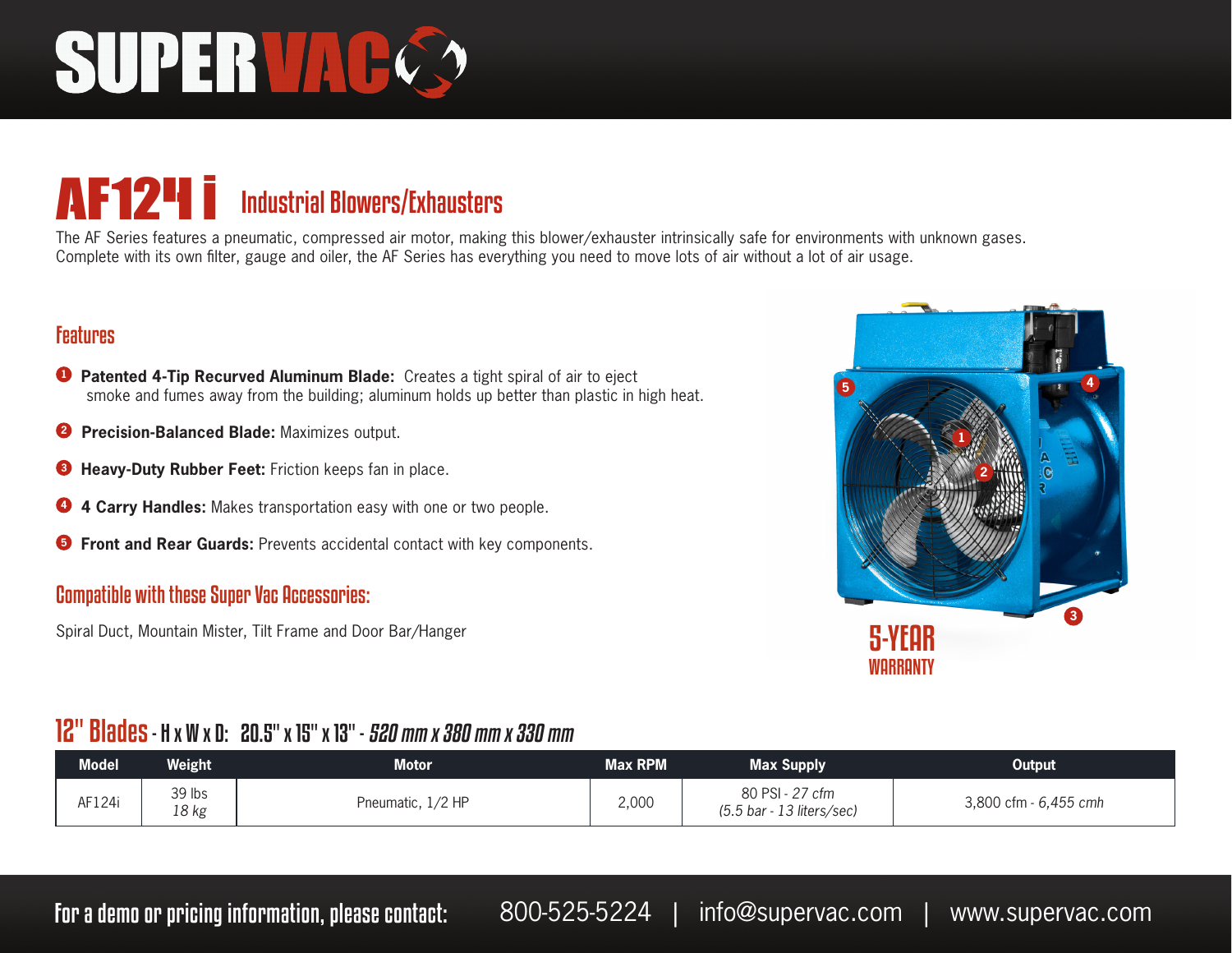# SUPERVAC

## AF124i Industrial Blowers/Exhausters

The AF Series features a pneumatic, compressed air motor, making this blower/exhauster intrinsically safe for environments with unknown gases. Complete with its own filter, gauge and oiler, the AF Series has everything you need to move lots of air without a lot of air usage.

### Features

1. **Patented 4-Tip Recurved Aluminum Blade:** Creates a tight spiral of air to eject smoke and fumes away from the building; aluminum holds up better than plastic in high heat.
2. **Precision-Balanced Blade:** Maximizes output.
3. **Heavy-Duty Rubber Feet:** Friction keeps fan in place.
4. **4 Carry Handles:** Makes transportation easy with one or two people.
5. **Front and Rear Guards:** Prevents accidental contact with key components.

### Compatible with these Super Vac Accessories:

Spiral Duct, Mountain Mister, Tilt Frame and Door Bar/Hanger

5-YEAR WARRANTY

### 12" Blades - H x W x D: 20.5" x 15" x 13" - *520 mm x 380 mm x 330 mm*

| Model | Weight | Motor | Max RPM | Max Supply | Output |
|---|---|---|---|---|---|
| AF124i | 39 lbs *18 kg* | Pneumatic, 1/2 HP | 2,000 | 80 PSI - *27 cfm* *(5.5 bar - 13 liters/sec)* | 3,800 cfm - *6,455 cmh* |

**For a demo or pricing information, please contact:** 800-525-5224 | info@supervac.com | www.supervac.com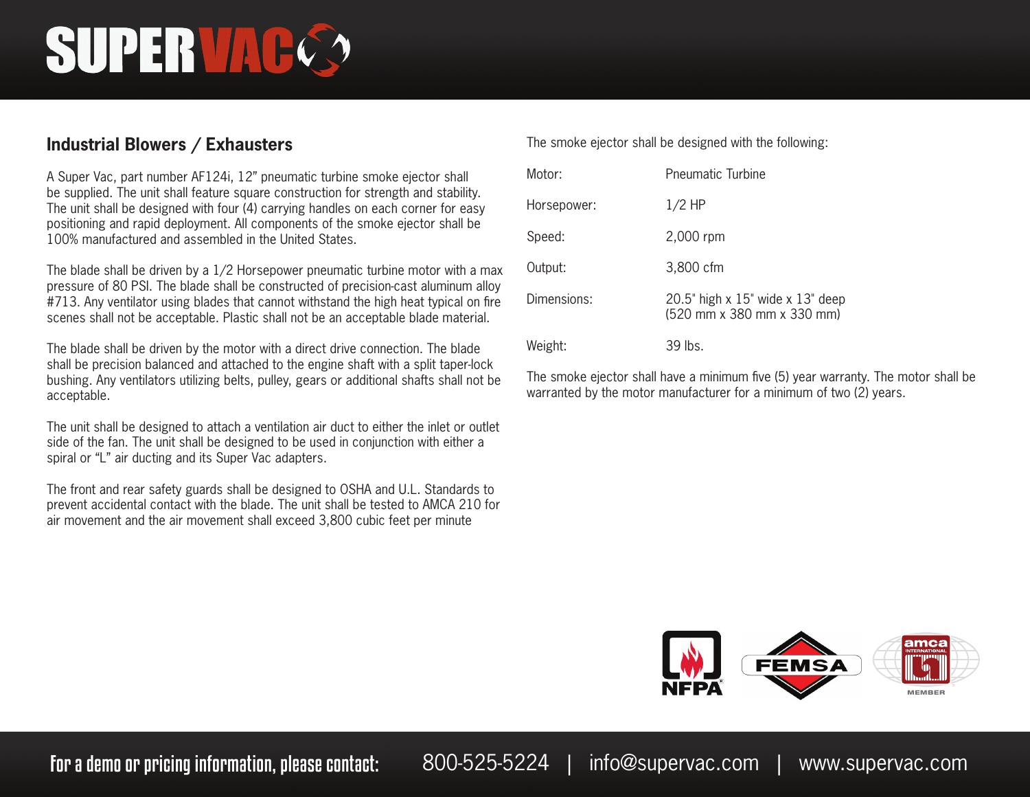# SUPERVAC

## Industrial Blowers / Exhausters

A Super Vac, part number AF124i, 12" pneumatic turbine smoke ejector shall be supplied. The unit shall feature square construction for strength and stability. The unit shall be designed with four (4) carrying handles on each corner for easy positioning and rapid deployment. All components of the smoke ejector shall be 100% manufactured and assembled in the United States.

The blade shall be driven by a 1/2 Horsepower pneumatic turbine motor with a max pressure of 80 PSI. The blade shall be constructed of precision-cast aluminum alloy #713. Any ventilator using blades that cannot withstand the high heat typical on fire scenes shall not be acceptable. Plastic shall not be an acceptable blade material.

The blade shall be driven by the motor with a direct drive connection. The blade shall be precision balanced and attached to the engine shaft with a split taper-lock bushing. Any ventilators utilizing belts, pulley, gears or additional shafts shall not be acceptable.

The unit shall be designed to attach a ventilation air duct to either the inlet or outlet side of the fan. The unit shall be designed to be used in conjunction with either a spiral or "L" air ducting and its Super Vac adapters.

The front and rear safety guards shall be designed to OSHA and U.L. Standards to prevent accidental contact with the blade. The unit shall be tested to AMCA 210 for air movement and the air movement shall exceed 3,800 cubic feet per minute

The smoke ejector shall be designed with the following:

| | |
|---|---|
| Motor: | Pneumatic Turbine |
| Horsepower: | 1/2 HP |
| Speed: | 2,000 rpm |
| Output: | 3,800 cfm |
| Dimensions: | 20.5" high x 15" wide x 13" deep (520 mm x 380 mm x 330 mm) |
| Weight: | 39 lbs. |

The smoke ejector shall have a minimum five (5) year warranty. The motor shall be warranted by the motor manufacturer for a minimum of two (2) years.

NFPA | FEMSA | amca INTERNATIONAL MEMBER

For a demo or pricing information, please contact: 800-525-5224 | info@supervac.com | www.supervac.com